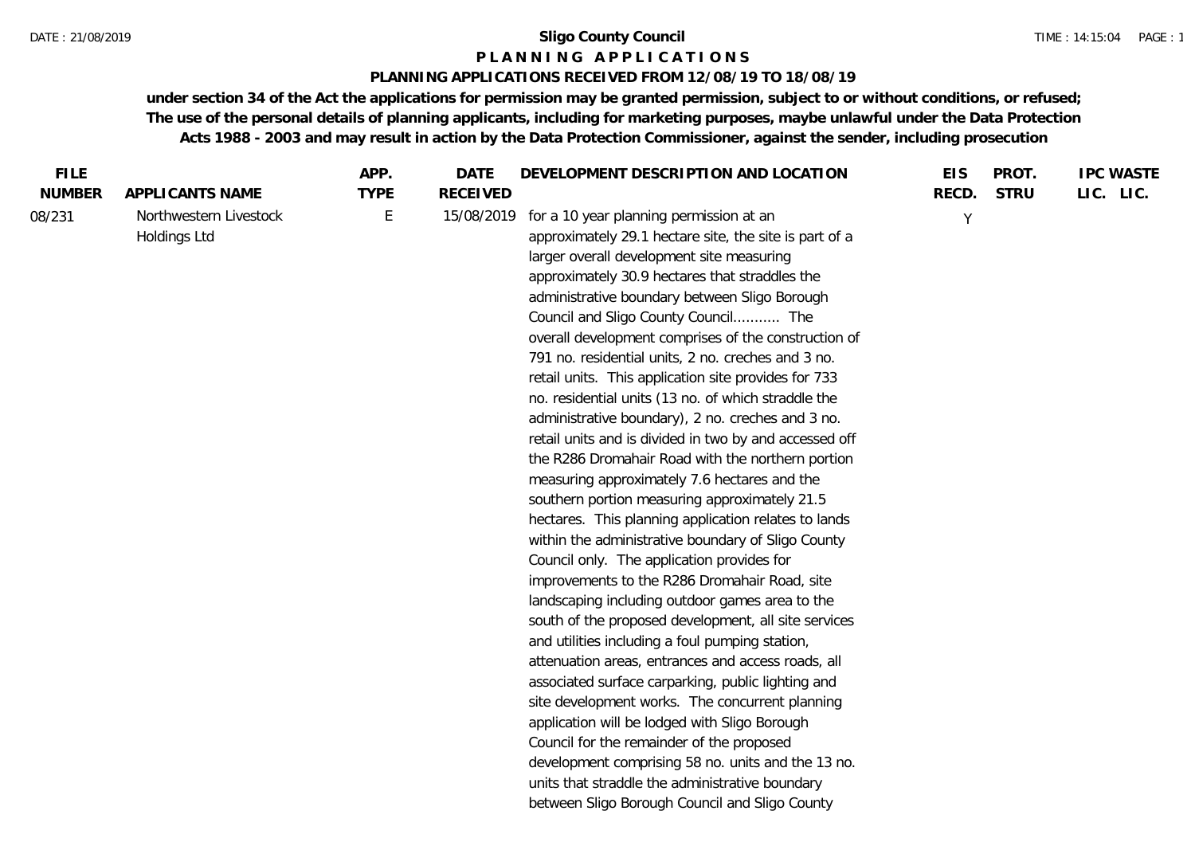**Sligo County Council**

**P L A N N I N G   A P P L I C A T I O N S**

**PLANNING APPLICATIONS RECEIVED FROM 12/08/19 TO 18/08/19**

**under section 34 of the Act the applications for permission may be granted permission, subject to or without conditions, or refused; The use of the personal details of planning applicants, including for marketing purposes, maybe unlawful under the Data Protection Acts 1988 - 2003 and may result in action by the Data Protection Commissioner, against the sender, including prosecution**

| FILE NUMBER | APPLICANTS NAME | APP. TYPE | DATE RECEIVED | DEVELOPMENT DESCRIPTION AND LOCATION | EIS RECD. | PROT. STRU | IPC LIC. | WASTE LIC. |
|---|---|---|---|---|---|---|---|---|
| 08/231 | Northwestern Livestock Holdings Ltd | E | 15/08/2019 | for a 10 year planning permission at an approximately 29.1 hectare site, the site is part of a larger overall development site measuring approximately 30.9 hectares that straddles the administrative boundary between Sligo Borough Council and Sligo County Council........... The overall development comprises of the construction of 791 no. residential units, 2 no. creches and 3 no. retail units. This application site provides for 733 no. residential units (13 no. of which straddle the administrative boundary), 2 no. creches and 3 no. retail units and is divided in two by and accessed off the R286 Dromahair Road with the northern portion measuring approximately 7.6 hectares and the southern portion measuring approximately 21.5 hectares. This planning application relates to lands within the administrative boundary of Sligo County Council only. The application provides for improvements to the R286 Dromahair Road, site landscaping including outdoor games area to the south of the proposed development, all site services and utilities including a foul pumping station, attenuation areas, entrances and access roads, all associated surface carparking, public lighting and site development works. The concurrent planning application will be lodged with Sligo Borough Council for the remainder of the proposed development comprising 58 no. units and the 13 no. units that straddle the administrative boundary between Sligo Borough Council and Sligo County | Y | | | |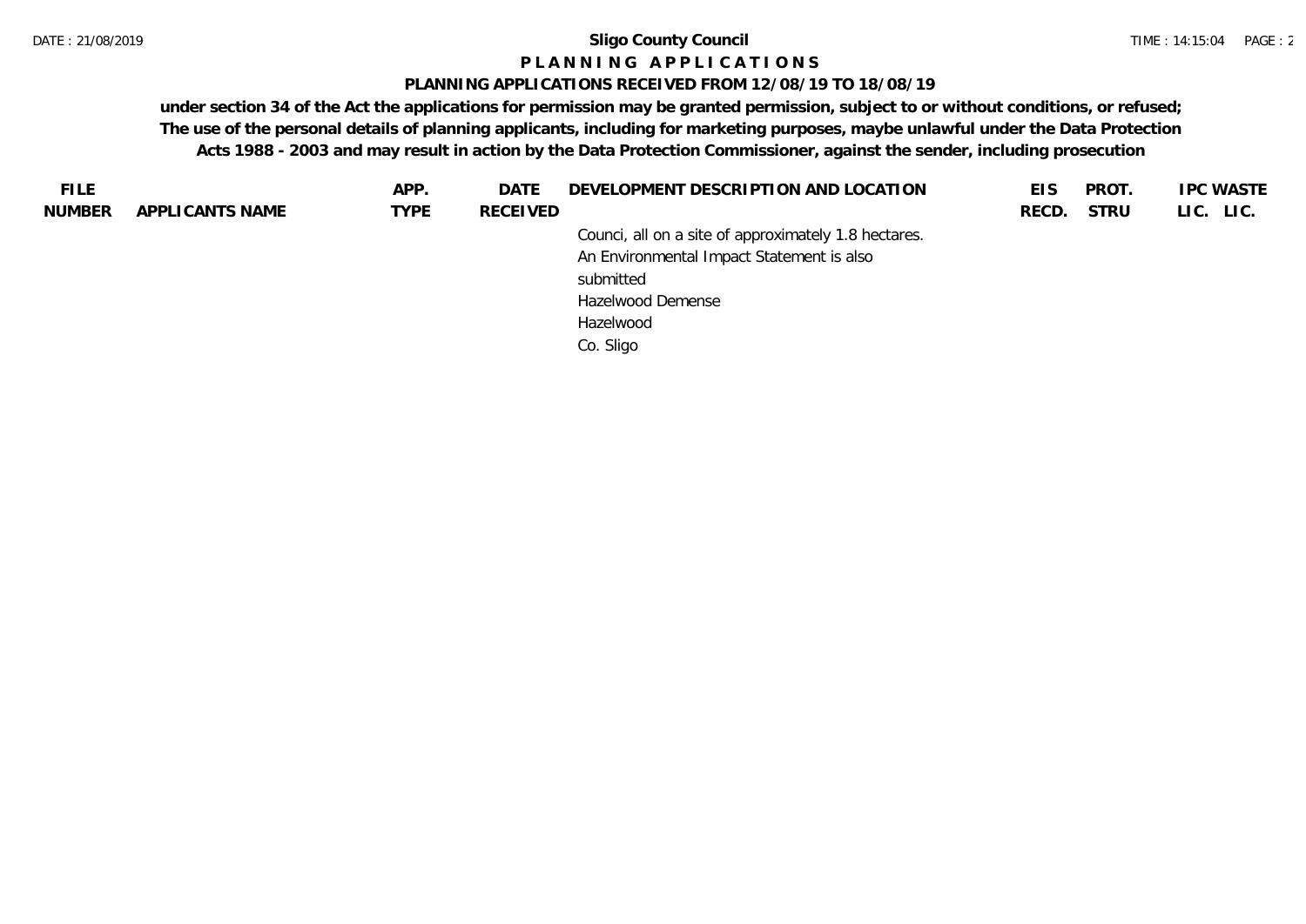# Sligo County Council

## P L A N N I N G   A P P L I C A T I O N S

### PLANNING APPLICATIONS RECEIVED FROM 12/08/19 TO 18/08/19

**under section 34 of the Act the applications for permission may be granted permission, subject to or without conditions, or refused; The use of the personal details of planning applicants, including for marketing purposes, maybe unlawful under the Data Protection Acts 1988 - 2003 and may result in action by the Data Protection Commissioner, against the sender, including prosecution**

| FILE NUMBER | APPLICANTS NAME | APP. TYPE | DATE RECEIVED | DEVELOPMENT DESCRIPTION AND LOCATION | EIS RECD. | PROT. STRU | IPC LIC. | WASTE LIC. |
|---|---|---|---|---|---|---|---|---|
| | | | | Counci, all on a site of approximately 1.8 hectares. An Environmental Impact Statement is also submitted<br>Hazelwood Demense<br>Hazelwood<br>Co. Sligo | | | | |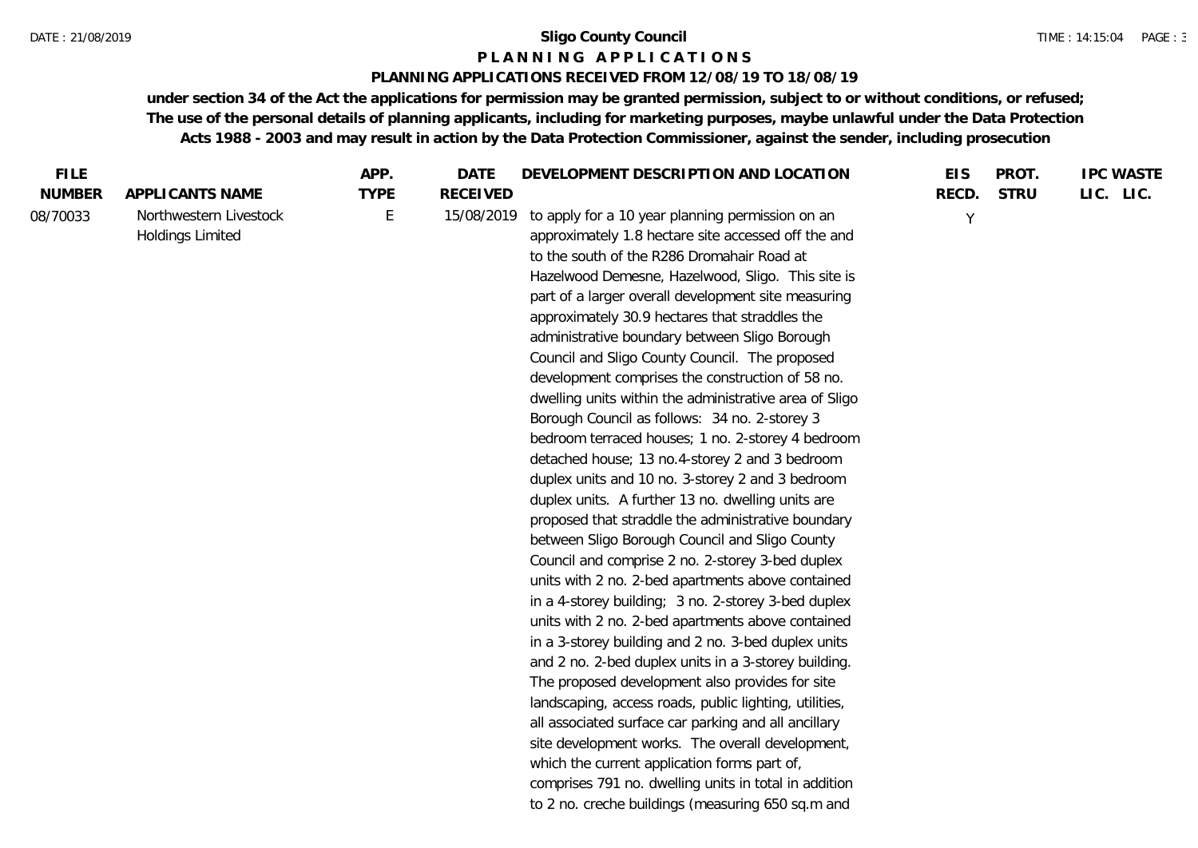**Sligo County Council**

**P L A N N I N G   A P P L I C A T I O N S**

**PLANNING APPLICATIONS RECEIVED FROM 12/08/19 TO 18/08/19**

**under section 34 of the Act the applications for permission may be granted permission, subject to or without conditions, or refused; The use of the personal details of planning applicants, including for marketing purposes, maybe unlawful under the Data Protection Acts 1988 - 2003 and may result in action by the Data Protection Commissioner, against the sender, including prosecution**

| FILE NUMBER | APPLICANTS NAME | APP. TYPE | DATE RECEIVED | DEVELOPMENT DESCRIPTION AND LOCATION | EIS RECD. | PROT. STRU | IPC LIC. | WASTE LIC. |
|---|---|---|---|---|---|---|---|---|
| 08/70033 | Northwestern Livestock Holdings Limited | E | 15/08/2019 | to apply for a 10 year planning permission on an approximately 1.8 hectare site accessed off the and to the south of the R286 Dromahair Road at Hazelwood Demesne, Hazelwood, Sligo. This site is part of a larger overall development site measuring approximately 30.9 hectares that straddles the administrative boundary between Sligo Borough Council and Sligo County Council. The proposed development comprises the construction of 58 no. dwelling units within the administrative area of Sligo Borough Council as follows: 34 no. 2-storey 3 bedroom terraced houses; 1 no. 2-storey 4 bedroom detached house; 13 no.4-storey 2 and 3 bedroom duplex units and 10 no. 3-storey 2 and 3 bedroom duplex units. A further 13 no. dwelling units are proposed that straddle the administrative boundary between Sligo Borough Council and Sligo County Council and comprise 2 no. 2-storey 3-bed duplex units with 2 no. 2-bed apartments above contained in a 4-storey building; 3 no. 2-storey 3-bed duplex units with 2 no. 2-bed apartments above contained in a 3-storey building and 2 no. 3-bed duplex units and 2 no. 2-bed duplex units in a 3-storey building. The proposed development also provides for site landscaping, access roads, public lighting, utilities, all associated surface car parking and all ancillary site development works. The overall development, which the current application forms part of, comprises 791 no. dwelling units in total in addition to 2 no. creche buildings (measuring 650 sq.m and | Y | | | |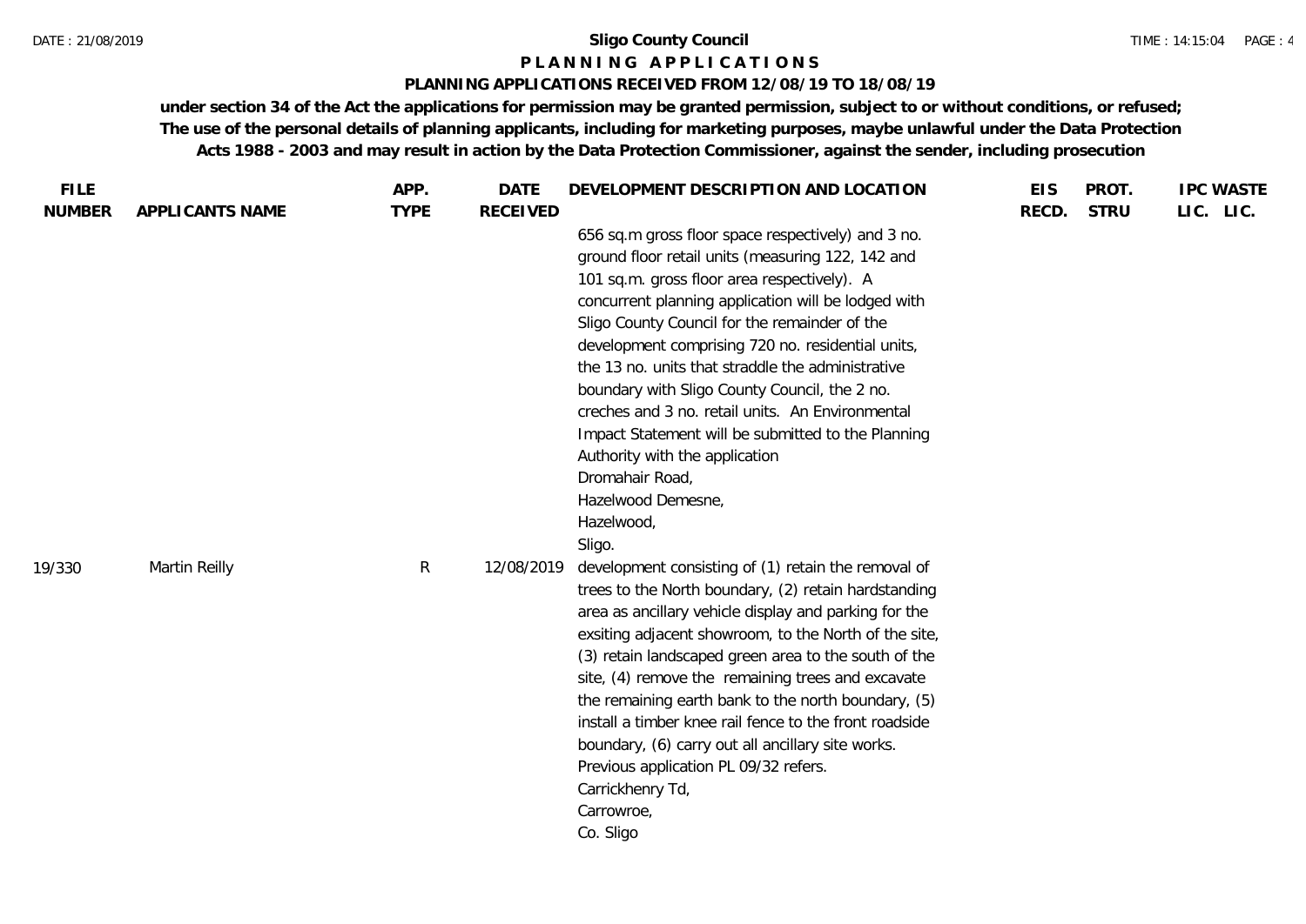**Sligo County Council**

**P L A N N I N G A P P L I C A T I O N S**

**PLANNING APPLICATIONS RECEIVED FROM 12/08/19 TO 18/08/19**

**under section 34 of the Act the applications for permission may be granted permission, subject to or without conditions, or refused; The use of the personal details of planning applicants, including for marketing purposes, maybe unlawful under the Data Protection Acts 1988 - 2003 and may result in action by the Data Protection Commissioner, against the sender, including prosecution**

| FILE NUMBER | APPLICANTS NAME | APP. TYPE | DATE RECEIVED | DEVELOPMENT DESCRIPTION AND LOCATION | EIS RECD. | PROT. STRU | IPC LIC. | WASTE LIC. |
|---|---|---|---|---|---|---|---|---|
| | | | | 656 sq.m gross floor space respectively) and 3 no. ground floor retail units (measuring 122, 142 and 101 sq.m. gross floor area respectively). A concurrent planning application will be lodged with Sligo County Council for the remainder of the development comprising 720 no. residential units, the 13 no. units that straddle the administrative boundary with Sligo County Council, the 2 no. creches and 3 no. retail units. An Environmental Impact Statement will be submitted to the Planning Authority with the application<br>Dromahair Road,<br>Hazelwood Demesne,<br>Hazelwood,<br>Sligo. | | | | |
| 19/330 | Martin Reilly | R | 12/08/2019 | development consisting of (1) retain the removal of trees to the North boundary, (2) retain hardstanding area as ancillary vehicle display and parking for the exsiting adjacent showroom, to the North of the site, (3) retain landscaped green area to the south of the site, (4) remove the remaining trees and excavate the remaining earth bank to the north boundary, (5) install a timber knee rail fence to the front roadside boundary, (6) carry out all ancillary site works. Previous application PL 09/32 refers.<br>Carrickhenry Td,<br>Carrowroe,<br>Co. Sligo | | | | |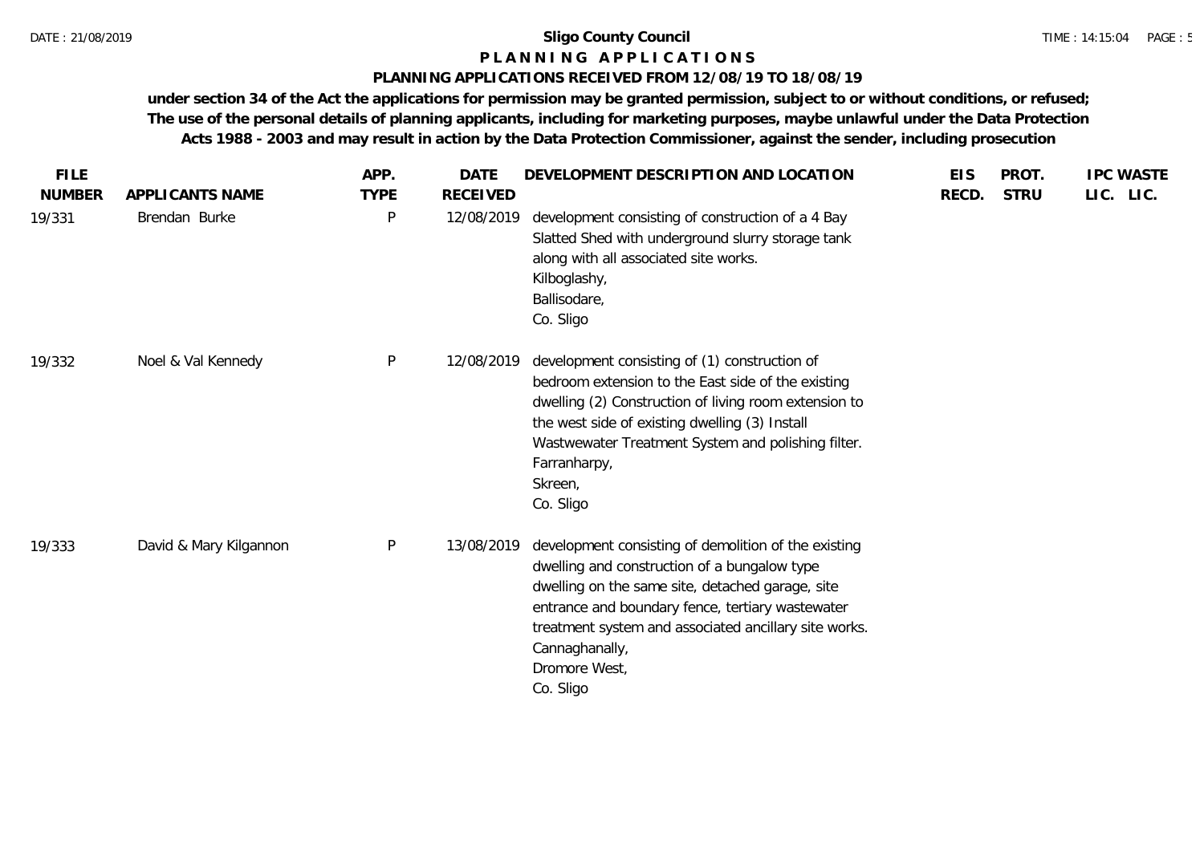**Sligo County Council**

**P L A N N I N G   A P P L I C A T I O N S**

**PLANNING APPLICATIONS RECEIVED FROM 12/08/19 TO 18/08/19**

**under section 34 of the Act the applications for permission may be granted permission, subject to or without conditions, or refused; The use of the personal details of planning applicants, including for marketing purposes, maybe unlawful under the Data Protection Acts 1988 - 2003 and may result in action by the Data Protection Commissioner, against the sender, including prosecution**

| FILE NUMBER | APPLICANTS NAME | APP. TYPE | DATE RECEIVED | DEVELOPMENT DESCRIPTION AND LOCATION | EIS RECD. | PROT. STRU | IPC LIC. | WASTE LIC. |
|---|---|---|---|---|---|---|---|---|
| 19/331 | Brendan Burke | P | 12/08/2019 | development consisting of construction of a 4 Bay Slatted Shed with underground slurry storage tank along with all associated site works.<br>Kilboglashy,<br>Ballisodare,<br>Co. Sligo | | | | |
| 19/332 | Noel & Val Kennedy | P | 12/08/2019 | development consisting of (1) construction of bedroom extension to the East side of the existing dwelling (2) Construction of living room extension to the west side of existing dwelling (3) Install Wastewater Treatment System and polishing filter.<br>Farranharpy,<br>Skreen,<br>Co. Sligo | | | | |
| 19/333 | David & Mary Kilgannon | P | 13/08/2019 | development consisting of demolition of the existing dwelling and construction of a bungalow type dwelling on the same site, detached garage, site entrance and boundary fence, tertiary wastewater treatment system and associated ancillary site works.<br>Cannaghanally,<br>Dromore West,<br>Co. Sligo | | | | |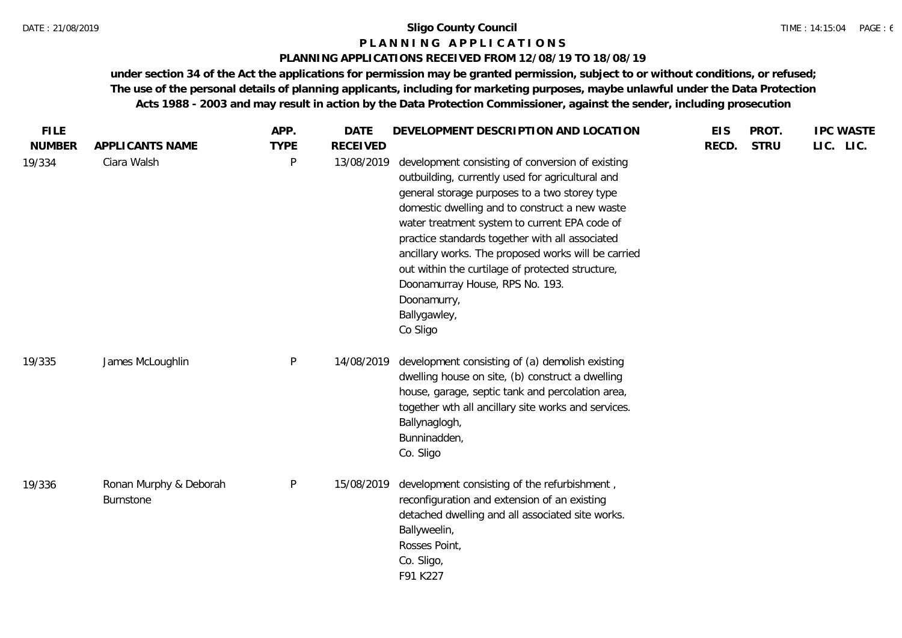**Sligo County Council**

**PLANNING APPLICATIONS**

**PLANNING APPLICATIONS RECEIVED FROM 12/08/19 TO 18/08/19**

**under section 34 of the Act the applications for permission may be granted permission, subject to or without conditions, or refused; The use of the personal details of planning applicants, including for marketing purposes, maybe unlawful under the Data Protection Acts 1988 - 2003 and may result in action by the Data Protection Commissioner, against the sender, including prosecution**

| FILE NUMBER | APPLICANTS NAME | APP. TYPE | DATE RECEIVED | DEVELOPMENT DESCRIPTION AND LOCATION | EIS RECD. | PROT. STRU | IPC LIC. | WASTE LIC. |
|---|---|---|---|---|---|---|---|---|
| 19/334 | Ciara Walsh | P | 13/08/2019 | development consisting of conversion of existing outbuilding, currently used for agricultural and general storage purposes to a two storey type domestic dwelling and to construct a new waste water treatment system to current EPA code of practice standards together with all associated ancillary works. The proposed works will be carried out within the curtilage of protected structure, Doonamurray House, RPS No. 193.<br>Doonamurry,<br>Ballygawley,<br>Co Sligo | | | | |
| 19/335 | James McLoughlin | P | 14/08/2019 | development consisting of (a) demolish existing dwelling house on site, (b) construct a dwelling house, garage, septic tank and percolation area, together wth all ancillary site works and services.<br>Ballynaglogh,<br>Bunninadden,<br>Co. Sligo | | | | |
| 19/336 | Ronan Murphy & Deborah Burnstone | P | 15/08/2019 | development consisting of the refurbishment , reconfiguration and extension of an existing detached dwelling and all associated site works.<br>Ballyweelin,<br>Rosses Point,<br>Co. Sligo,<br>F91 K227 | | | | |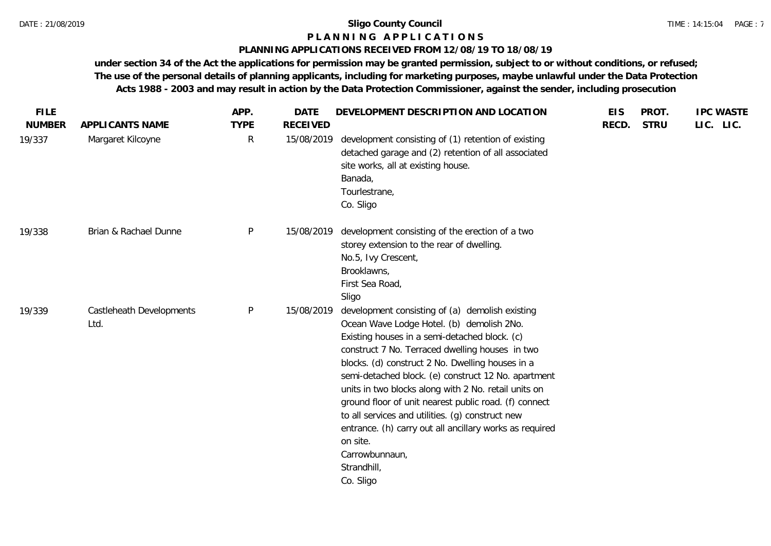# Sligo County Council

## P L A N N I N G A P P L I C A T I O N S

### PLANNING APPLICATIONS RECEIVED FROM 12/08/19 TO 18/08/19

**under section 34 of the Act the applications for permission may be granted permission, subject to or without conditions, or refused; The use of the personal details of planning applicants, including for marketing purposes, maybe unlawful under the Data Protection Acts 1988 - 2003 and may result in action by the Data Protection Commissioner, against the sender, including prosecution**

| FILE NUMBER | APPLICANTS NAME | APP. TYPE | DATE RECEIVED | DEVELOPMENT DESCRIPTION AND LOCATION | EIS RECD. | PROT. STRU | IPC LIC. | WASTE LIC. |
|---|---|---|---|---|---|---|---|---|
| 19/337 | Margaret Kilcoyne | R | 15/08/2019 | development consisting of (1) retention of existing detached garage and (2) retention of all associated site works, all at existing house.<br>Banada,<br>Tourlestrane,<br>Co. Sligo | | | | |
| 19/338 | Brian & Rachael Dunne | P | 15/08/2019 | development consisting of the erection of a two storey extension to the rear of dwelling.<br>No.5, Ivy Crescent,<br>Brooklawns,<br>First Sea Road,<br>Sligo | | | | |
| 19/339 | Castleheath Developments Ltd. | P | 15/08/2019 | development consisting of (a) demolish existing Ocean Wave Lodge Hotel. (b) demolish 2No. Existing houses in a semi-detached block. (c) construct 7 No. Terraced dwelling houses in two blocks. (d) construct 2 No. Dwelling houses in a semi-detached block. (e) construct 12 No. apartment units in two blocks along with 2 No. retail units on ground floor of unit nearest public road. (f) connect to all services and utilities. (g) construct new entrance. (h) carry out all ancillary works as required on site.<br>Carrowbunnaun,<br>Strandhill,<br>Co. Sligo | | | | |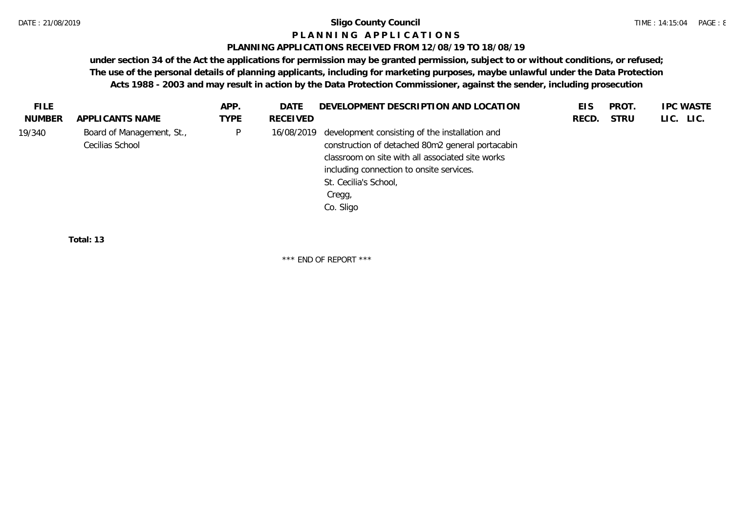**Sligo County Council**

**P L A N N I N G   A P P L I C A T I O N S**

**PLANNING APPLICATIONS RECEIVED FROM 12/08/19 TO 18/08/19**

**under section 34 of the Act the applications for permission may be granted permission, subject to or without conditions, or refused; The use of the personal details of planning applicants, including for marketing purposes, maybe unlawful under the Data Protection Acts 1988 - 2003 and may result in action by the Data Protection Commissioner, against the sender, including prosecution**

| FILE NUMBER | APPLICANTS NAME | APP. TYPE | DATE RECEIVED | DEVELOPMENT DESCRIPTION AND LOCATION | EIS RECD. | PROT. STRU | IPC LIC. | WASTE LIC. |
|---|---|---|---|---|---|---|---|---|
| 19/340 | Board of Management, St., Cecilias School | P | 16/08/2019 | development consisting of the installation and construction of detached 80m2 general portacabin classroom on site with all associated site works including connection to onsite services. St. Cecilia's School, Cregg, Co. Sligo | | | | |

**Total: 13**

\*\*\* END OF REPORT \*\*\*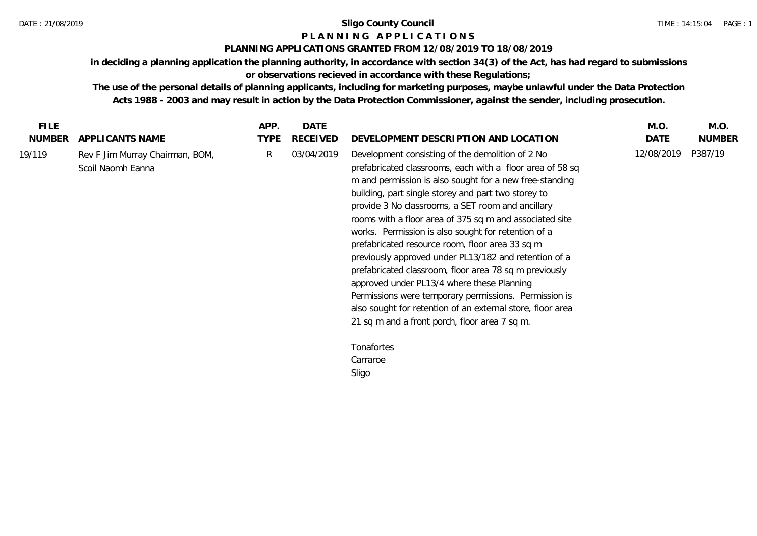**Sligo County Council**

**P L A N N I N G  A P P L I C A T I O N S**

**PLANNING APPLICATIONS GRANTED FROM 12/08/2019 TO 18/08/2019**

**in deciding a planning application the planning authority, in accordance with section 34(3) of the Act, has had regard to submissions or observations recieved in accordance with these Regulations;**

**The use of the personal details of planning applicants, including for marketing purposes, maybe unlawful under the Data Protection Acts 1988 - 2003 and may result in action by the Data Protection Commissioner, against the sender, including prosecution.**

| FILE NUMBER | APPLICANTS NAME | APP. TYPE | DATE RECEIVED | DEVELOPMENT DESCRIPTION AND LOCATION | M.O. DATE | M.O. NUMBER |
|---|---|---|---|---|---|---|
| 19/119 | Rev F Jim Murray Chairman, BOM, Scoil Naomh Eanna | R | 03/04/2019 | Development consisting of the demolition of 2 No prefabricated classrooms, each with a floor area of 58 sq m and permission is also sought for a new free-standing building, part single storey and part two storey to provide 3 No classrooms, a SET room and ancillary rooms with a floor area of 375 sq m and associated site works. Permission is also sought for retention of a prefabricated resource room, floor area 33 sq m previously approved under PL13/182 and retention of a prefabricated classroom, floor area 78 sq m previously approved under PL13/4 where these Planning Permissions were temporary permissions. Permission is also sought for retention of an external store, floor area 21 sq m and a front porch, floor area 7 sq m.<br><br>Tonafortes<br>Carraroe<br>Sligo | 12/08/2019 | P387/19 |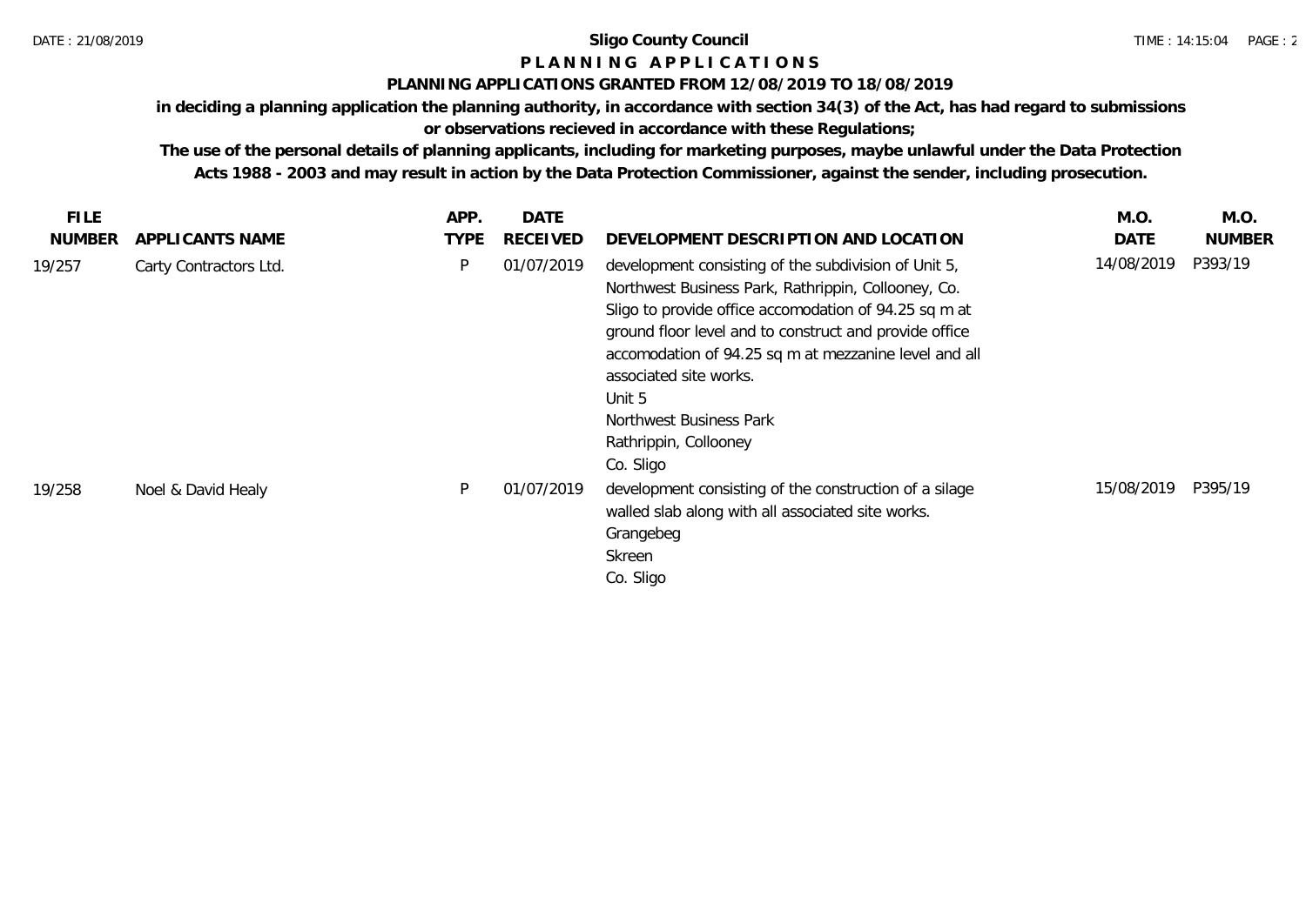# Sligo County Council

## P L A N N I N G   A P P L I C A T I O N S

### PLANNING APPLICATIONS GRANTED FROM 12/08/2019 TO 18/08/2019

**in deciding a planning application the planning authority, in accordance with section 34(3) of the Act, has had regard to submissions or observations recieved in accordance with these Regulations;**

**The use of the personal details of planning applicants, including for marketing purposes, maybe unlawful under the Data Protection Acts 1988 - 2003 and may result in action by the Data Protection Commissioner, against the sender, including prosecution.**

| FILE NUMBER | APPLICANTS NAME | APP. TYPE | DATE RECEIVED | DEVELOPMENT DESCRIPTION AND LOCATION | M.O. DATE | M.O. NUMBER |
|---|---|---|---|---|---|---|
| 19/257 | Carty Contractors Ltd. | P | 01/07/2019 | development consisting of the subdivision of Unit 5, Northwest Business Park, Rathrippin, Collooney, Co. Sligo to provide office accomodation of 94.25 sq m at ground floor level and to construct and provide office accomodation of 94.25 sq m at mezzanine level and all associated site works.<br>Unit 5<br>Northwest Business Park<br>Rathrippin, Collooney<br>Co. Sligo | 14/08/2019 | P393/19 |
| 19/258 | Noel & David Healy | P | 01/07/2019 | development consisting of the construction of a silage walled slab along with all associated site works.<br>Grangebeg<br>Skreen<br>Co. Sligo | 15/08/2019 | P395/19 |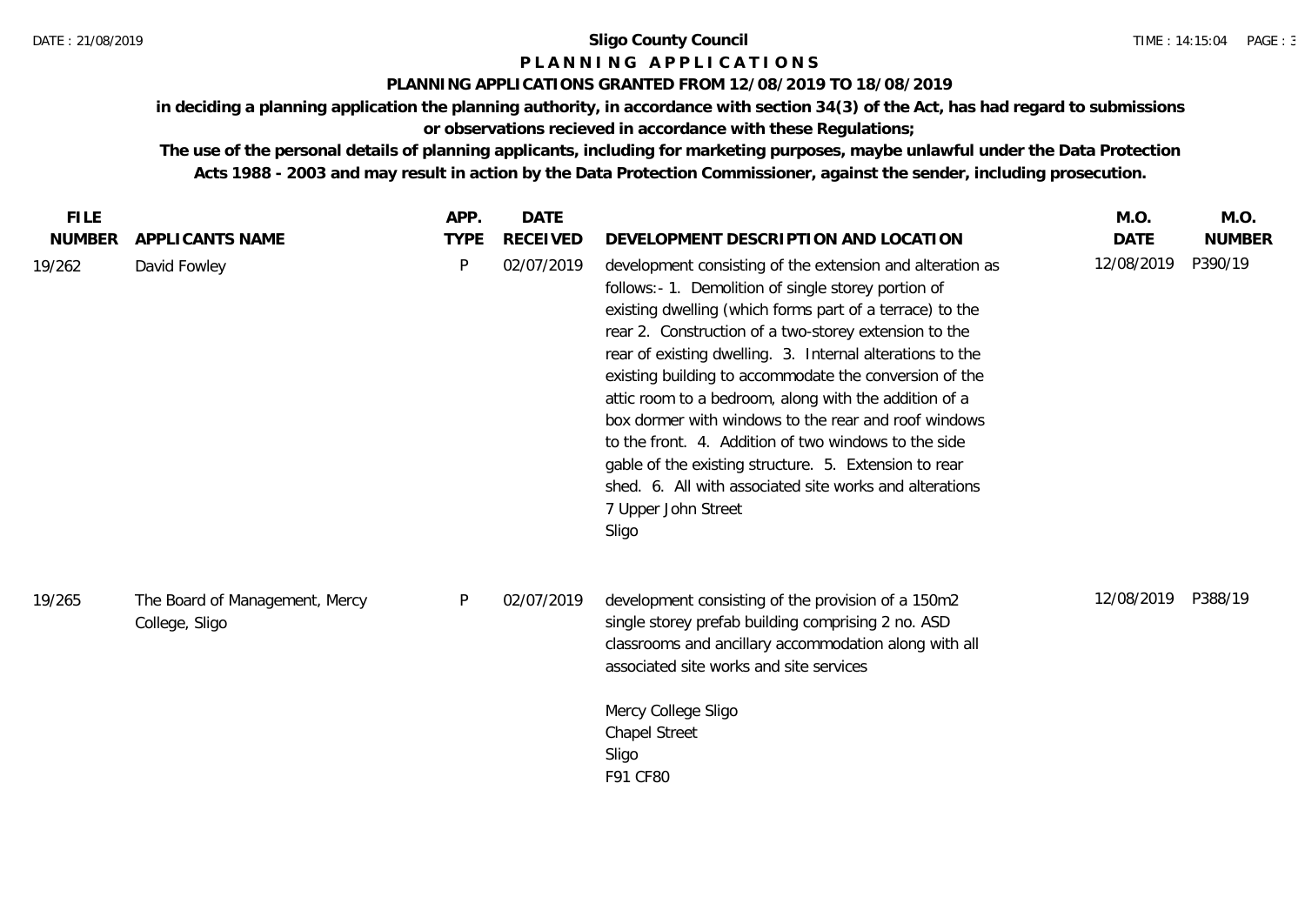# Sligo County Council

## P L A N N I N G   A P P L I C A T I O N S

### PLANNING APPLICATIONS GRANTED FROM 12/08/2019 TO 18/08/2019

**in deciding a planning application the planning authority, in accordance with section 34(3) of the Act, has had regard to submissions or observations recieved in accordance with these Regulations;**

**The use of the personal details of planning applicants, including for marketing purposes, maybe unlawful under the Data Protection Acts 1988 - 2003 and may result in action by the Data Protection Commissioner, against the sender, including prosecution.**

| FILE NUMBER | APPLICANTS NAME | APP. TYPE | DATE RECEIVED | DEVELOPMENT DESCRIPTION AND LOCATION | M.O. DATE | M.O. NUMBER |
|---|---|---|---|---|---|---|
| 19/262 | David Fowley | P | 02/07/2019 | development consisting of the extension and alteration as follows:- 1. Demolition of single storey portion of existing dwelling (which forms part of a terrace) to the rear 2. Construction of a two-storey extension to the rear of existing dwelling. 3. Internal alterations to the existing building to accommodate the conversion of the attic room to a bedroom, along with the addition of a box dormer with windows to the rear and roof windows to the front. 4. Addition of two windows to the side gable of the existing structure. 5. Extension to rear shed. 6. All with associated site works and alterations<br>7 Upper John Street<br>Sligo | 12/08/2019 | P390/19 |
| 19/265 | The Board of Management, Mercy College, Sligo | P | 02/07/2019 | development consisting of the provision of a 150m2 single storey prefab building comprising 2 no. ASD classrooms and ancillary accommodation along with all associated site works and site services<br><br>Mercy College Sligo<br>Chapel Street<br>Sligo<br>F91 CF80 | 12/08/2019 | P388/19 |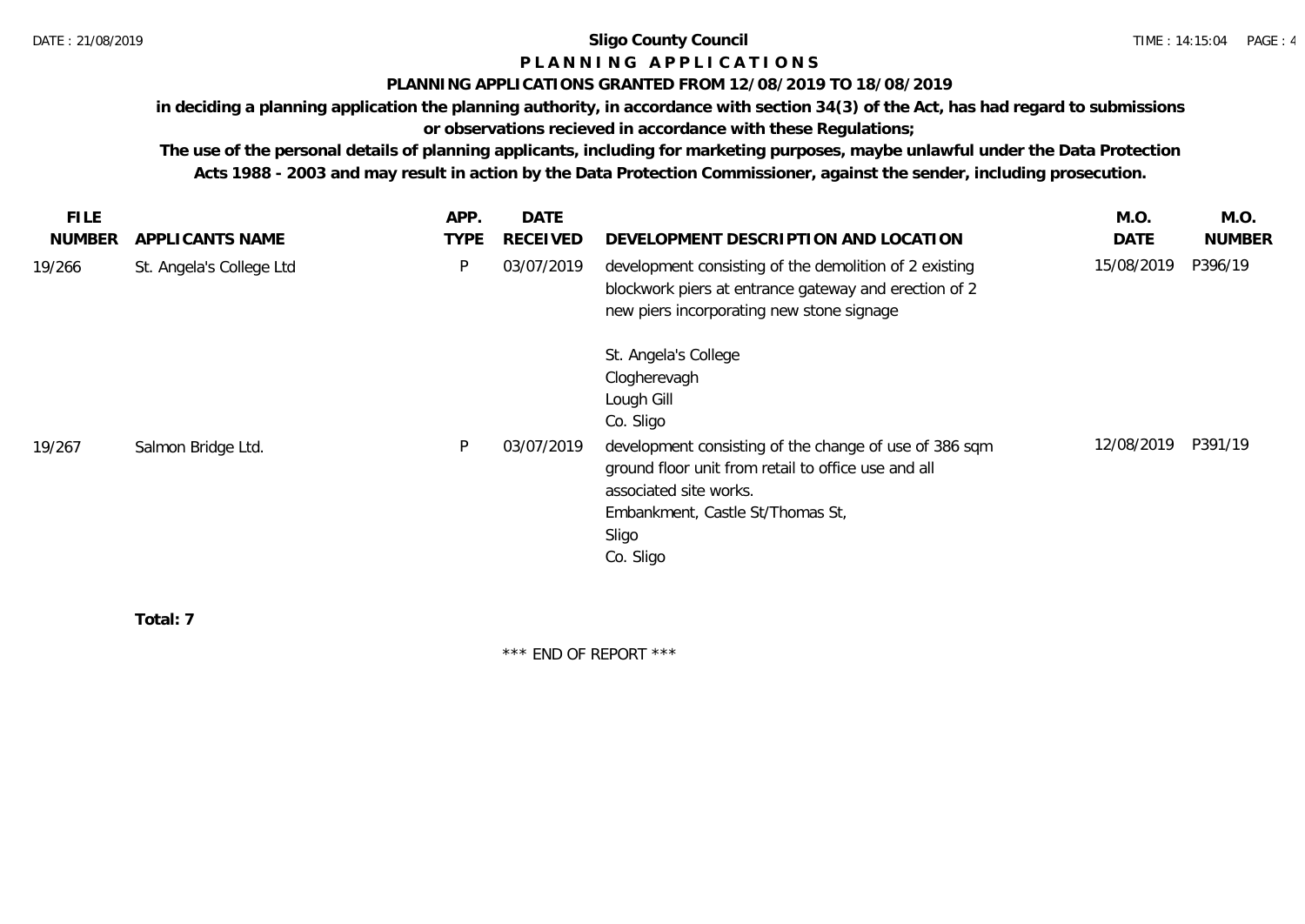**Sligo County Council**

**P L A N N I N G   A P P L I C A T I O N S**

**PLANNING APPLICATIONS GRANTED FROM 12/08/2019 TO 18/08/2019**

**in deciding a planning application the planning authority, in accordance with section 34(3) of the Act, has had regard to submissions or observations recieved in accordance with these Regulations;**

**The use of the personal details of planning applicants, including for marketing purposes, maybe unlawful under the Data Protection Acts 1988 - 2003 and may result in action by the Data Protection Commissioner, against the sender, including prosecution.**

| FILE NUMBER | APPLICANTS NAME | APP. TYPE | DATE RECEIVED | DEVELOPMENT DESCRIPTION AND LOCATION | M.O. DATE | M.O. NUMBER |
|---|---|---|---|---|---|---|
| 19/266 | St. Angela's College Ltd | P | 03/07/2019 | development consisting of the demolition of 2 existing blockwork piers at entrance gateway and erection of 2 new piers incorporating new stone signage<br><br>St. Angela's College<br>Clogherevagh<br>Lough Gill<br>Co. Sligo | 15/08/2019 | P396/19 |
| 19/267 | Salmon Bridge Ltd. | P | 03/07/2019 | development consisting of the change of use of 386 sqm ground floor unit from retail to office use and all associated site works.<br>Embankment, Castle St/Thomas St,<br>Sligo<br>Co. Sligo | 12/08/2019 | P391/19 |

**Total: 7**

\*\*\* END OF REPORT \*\*\*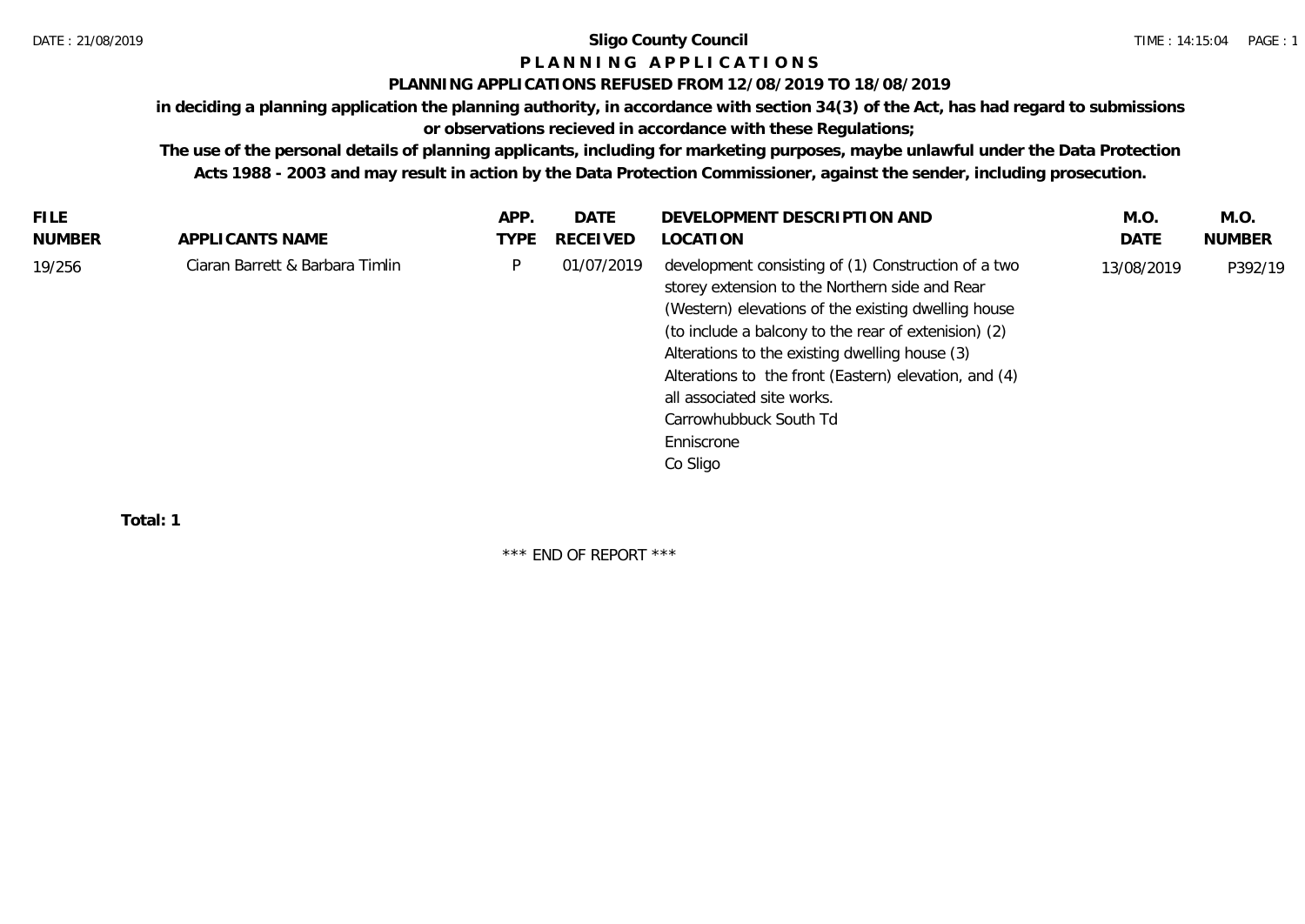# Sligo County Council

## P L A N N I N G   A P P L I C A T I O N S

### PLANNING APPLICATIONS REFUSED FROM 12/08/2019 TO 18/08/2019

**in deciding a planning application the planning authority, in accordance with section 34(3) of the Act, has had regard to submissions or observations recieved in accordance with these Regulations;**

**The use of the personal details of planning applicants, including for marketing purposes, maybe unlawful under the Data Protection Acts 1988 - 2003 and may result in action by the Data Protection Commissioner, against the sender, including prosecution.**

| FILE NUMBER | APPLICANTS NAME | APP. TYPE | DATE RECEIVED | DEVELOPMENT DESCRIPTION AND LOCATION | M.O. DATE | M.O. NUMBER |
|---|---|---|---|---|---|---|
| 19/256 | Ciaran Barrett & Barbara Timlin | P | 01/07/2019 | development consisting of (1) Construction of a two storey extension to the Northern side and Rear (Western) elevations of the existing dwelling house (to include a balcony to the rear of extenision) (2) Alterations to the existing dwelling house (3) Alterations to the front (Eastern) elevation, and (4) all associated site works. Carrowhubbuck South Td Enniscrone Co Sligo | 13/08/2019 | P392/19 |

**Total: 1**

\*\*\* END OF REPORT \*\*\*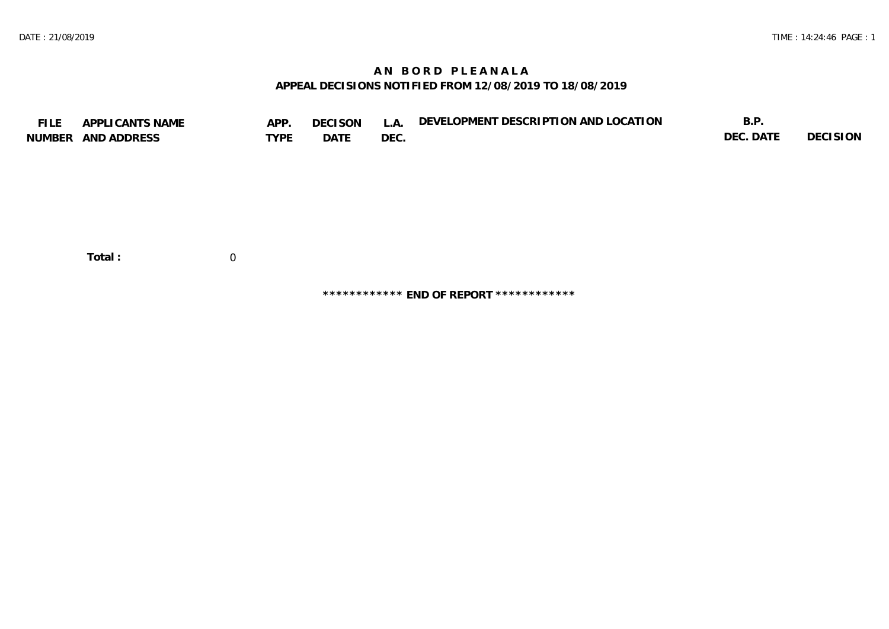# AN BORD PLEANALA

## APPEAL DECISIONS NOTIFIED FROM 12/08/2019 TO 18/08/2019

| FILE NUMBER | APPLICANTS NAME AND ADDRESS | APP. TYPE | DECISON DATE | L.A. DEC. | DEVELOPMENT DESCRIPTION AND LOCATION | B.P. DEC. DATE | DECISION |
|---|---|---|---|---|---|---|---|

**Total :** 0

************ **END OF REPORT** ************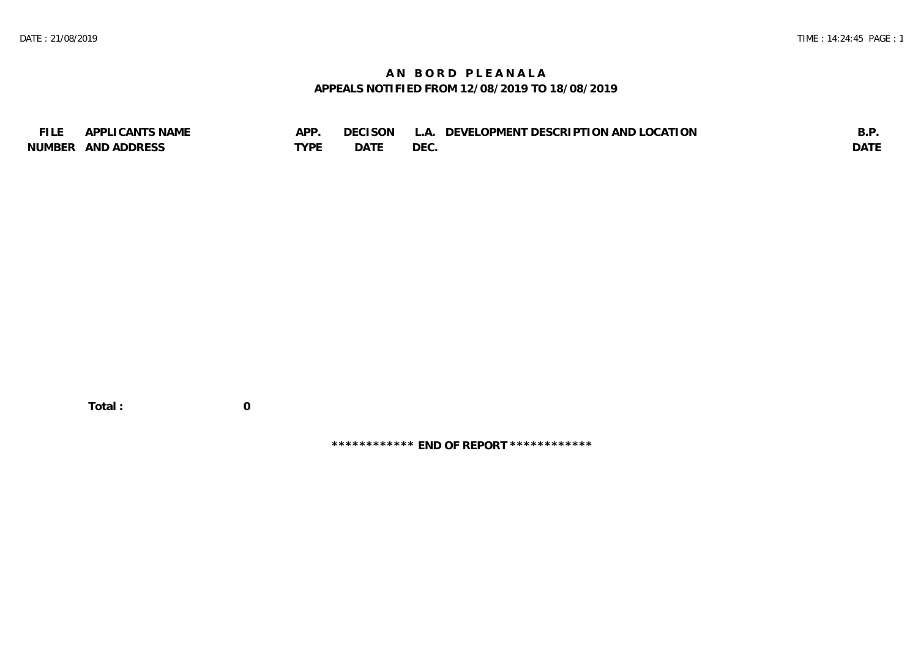# AN BORD PLEANALA

## APPEALS NOTIFIED FROM 12/08/2019 TO 18/08/2019

| FILE NUMBER | APPLICANTS NAME AND ADDRESS | APP. TYPE | DECISON DATE | L.A. DEC. | DEVELOPMENT DESCRIPTION AND LOCATION | B.P. DATE |
|---|---|---|---|---|---|---|

**Total : 0**

**************** END OF REPORT ****************